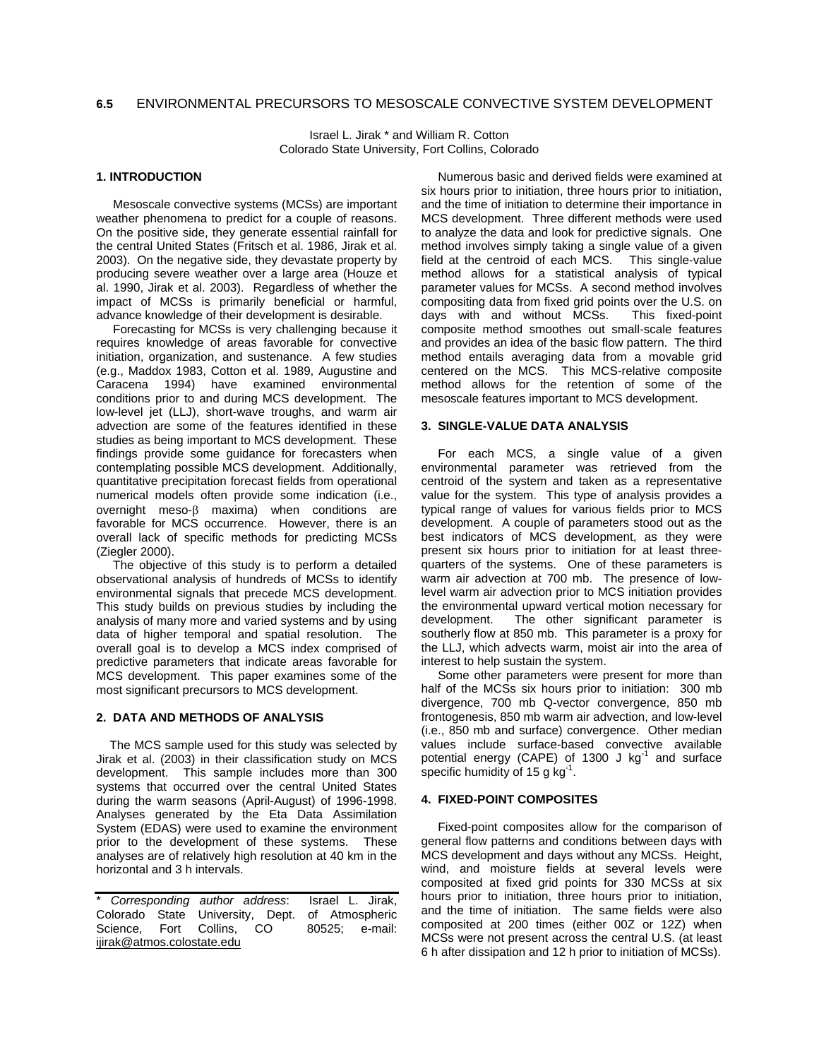# 6.5 ENVIRONMENTAL PRECURSORS TO MESOSCALE CONVECTIVE SYSTEM DEVELOPMENT

Israel L. Jirak * and William R. Cotton
Colorado State University, Fort Collins, Colorado

## 1. INTRODUCTION

Mesoscale convective systems (MCSs) are important weather phenomena to predict for a couple of reasons. On the positive side, they generate essential rainfall for the central United States (Fritsch et al. 1986, Jirak et al. 2003). On the negative side, they devastate property by producing severe weather over a large area (Houze et al. 1990, Jirak et al. 2003). Regardless of whether the impact of MCSs is primarily beneficial or harmful, advance knowledge of their development is desirable.

Forecasting for MCSs is very challenging because it requires knowledge of areas favorable for convective initiation, organization, and sustenance. A few studies (e.g., Maddox 1983, Cotton et al. 1989, Augustine and Caracena 1994) have examined environmental conditions prior to and during MCS development. The low-level jet (LLJ), short-wave troughs, and warm air advection are some of the features identified in these studies as being important to MCS development. These findings provide some guidance for forecasters when contemplating possible MCS development. Additionally, quantitative precipitation forecast fields from operational numerical models often provide some indication (i.e., overnight meso-$\beta$ maxima) when conditions are favorable for MCS occurrence. However, there is an overall lack of specific methods for predicting MCSs (Ziegler 2000).

The objective of this study is to perform a detailed observational analysis of hundreds of MCSs to identify environmental signals that precede MCS development. This study builds on previous studies by including the analysis of many more and varied systems and by using data of higher temporal and spatial resolution. The overall goal is to develop a MCS index comprised of predictive parameters that indicate areas favorable for MCS development. This paper examines some of the most significant precursors to MCS development.

## 2. DATA AND METHODS OF ANALYSIS

The MCS sample used for this study was selected by Jirak et al. (2003) in their classification study on MCS development. This sample includes more than 300 systems that occurred over the central United States during the warm seasons (April-August) of 1996-1998. Analyses generated by the Eta Data Assimilation System (EDAS) were used to examine the environment prior to the development of these systems. These analyses are of relatively high resolution at 40 km in the horizontal and 3 h intervals.

\* *Corresponding author address*: Israel L. Jirak, Colorado State University, Dept. of Atmospheric Science, Fort Collins, CO 80525; e-mail: ijirak@atmos.colostate.edu

Numerous basic and derived fields were examined at six hours prior to initiation, three hours prior to initiation, and the time of initiation to determine their importance in MCS development. Three different methods were used to analyze the data and look for predictive signals. One method involves simply taking a single value of a given field at the centroid of each MCS. This single-value method allows for a statistical analysis of typical parameter values for MCSs. A second method involves compositing data from fixed grid points over the U.S. on days with and without MCSs. This fixed-point composite method smoothes out small-scale features and provides an idea of the basic flow pattern. The third method entails averaging data from a movable grid centered on the MCS. This MCS-relative composite method allows for the retention of some of the mesoscale features important to MCS development.

## 3. SINGLE-VALUE DATA ANALYSIS

For each MCS, a single value of a given environmental parameter was retrieved from the centroid of the system and taken as a representative value for the system. This type of analysis provides a typical range of values for various fields prior to MCS development. A couple of parameters stood out as the best indicators of MCS development, as they were present six hours prior to initiation for at least three-quarters of the systems. One of these parameters is warm air advection at 700 mb. The presence of low-level warm air advection prior to MCS initiation provides the environmental upward vertical motion necessary for development. The other significant parameter is southerly flow at 850 mb. This parameter is a proxy for the LLJ, which advects warm, moist air into the area of interest to help sustain the system.

Some other parameters were present for more than half of the MCSs six hours prior to initiation: 300 mb divergence, 700 mb Q-vector convergence, 850 mb frontogenesis, 850 mb warm air advection, and low-level (i.e., 850 mb and surface) convergence. Other median values include surface-based convective available potential energy (CAPE) of 1300 J kg$^{-1}$ and surface specific humidity of 15 g kg$^{-1}$.

## 4. FIXED-POINT COMPOSITES

Fixed-point composites allow for the comparison of general flow patterns and conditions between days with MCS development and days without any MCSs. Height, wind, and moisture fields at several levels were composited at fixed grid points for 330 MCSs at six hours prior to initiation, three hours prior to initiation, and the time of initiation. The same fields were also composited at 200 times (either 00Z or 12Z) when MCSs were not present across the central U.S. (at least 6 h after dissipation and 12 h prior to initiation of MCSs).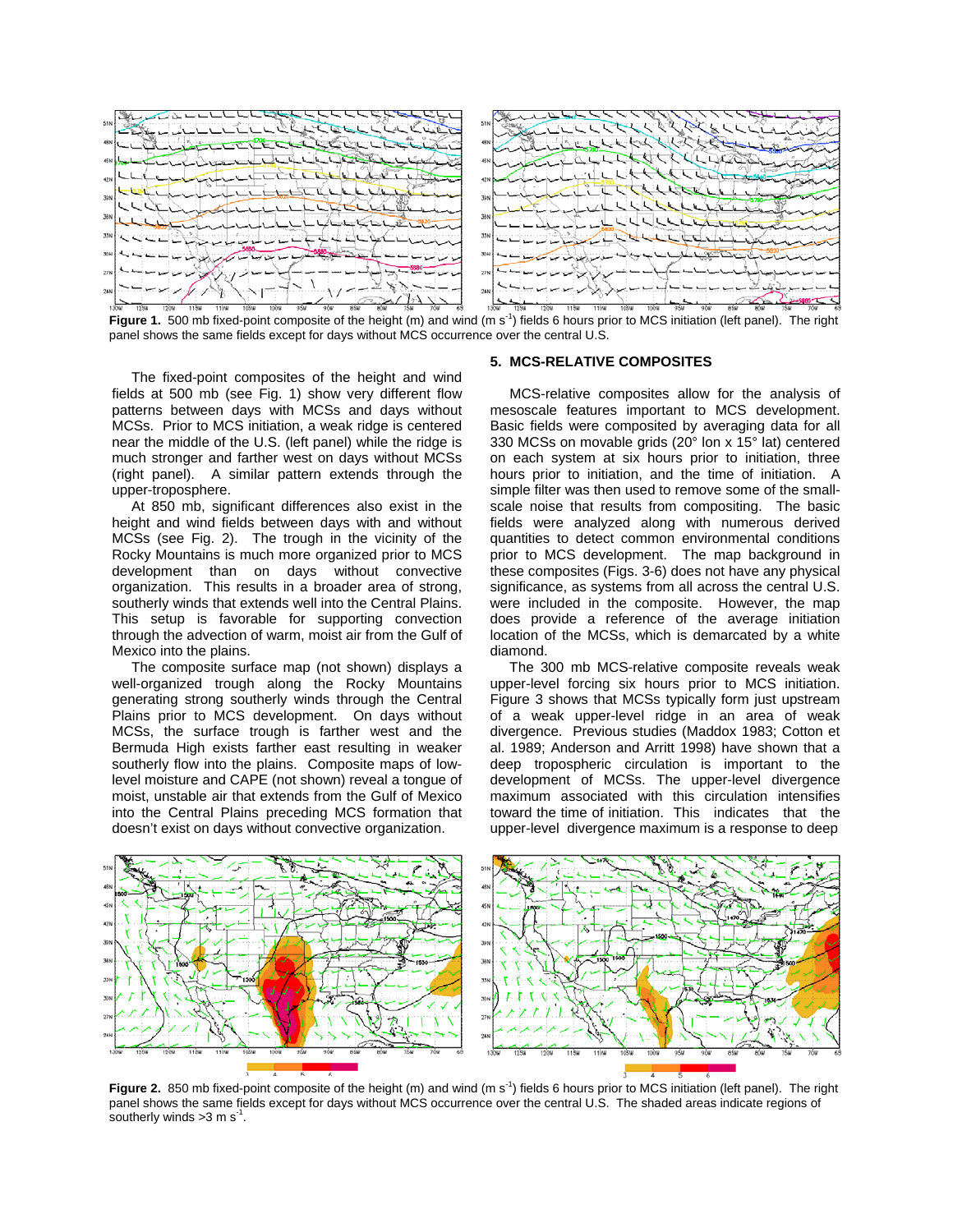**Figure 1.** 500 mb fixed-point composite of the height (m) and wind (m s$^{-1}$) fields 6 hours prior to MCS initiation (left panel). The right panel shows the same fields except for days without MCS occurrence over the central U.S.

The fixed-point composites of the height and wind fields at 500 mb (see Fig. 1) show very different flow patterns between days with MCSs and days without MCSs. Prior to MCS initiation, a weak ridge is centered near the middle of the U.S. (left panel) while the ridge is much stronger and farther west on days without MCSs (right panel). A similar pattern extends through the upper-troposphere.

At 850 mb, significant differences also exist in the height and wind fields between days with and without MCSs (see Fig. 2). The trough in the vicinity of the Rocky Mountains is much more organized prior to MCS development than on days without convective organization. This results in a broader area of strong, southerly winds that extends well into the Central Plains. This setup is favorable for supporting convection through the advection of warm, moist air from the Gulf of Mexico into the plains.

The composite surface map (not shown) displays a well-organized trough along the Rocky Mountains generating strong southerly winds through the Central Plains prior to MCS development. On days without MCSs, the surface trough is farther west and the Bermuda High exists farther east resulting in weaker southerly flow into the plains. Composite maps of low-level moisture and CAPE (not shown) reveal a tongue of moist, unstable air that extends from the Gulf of Mexico into the Central Plains preceding MCS formation that doesn't exist on days without convective organization.

## 5. MCS-RELATIVE COMPOSITES

MCS-relative composites allow for the analysis of mesoscale features important to MCS development. Basic fields were composited by averaging data for all 330 MCSs on movable grids (20° lon x 15° lat) centered on each system at six hours prior to initiation, three hours prior to initiation, and the time of initiation. A simple filter was then used to remove some of the small-scale noise that results from compositing. The basic fields were analyzed along with numerous derived quantities to detect common environmental conditions prior to MCS development. The map background in these composites (Figs. 3-6) does not have any physical significance, as systems from all across the central U.S. were included in the composite. However, the map does provide a reference of the average initiation location of the MCSs, which is demarcated by a white diamond.

The 300 mb MCS-relative composite reveals weak upper-level forcing six hours prior to MCS initiation. Figure 3 shows that MCSs typically form just upstream of a weak upper-level ridge in an area of weak divergence. Previous studies (Maddox 1983; Cotton et al. 1989; Anderson and Arritt 1998) have shown that a deep tropospheric circulation is important to the development of MCSs. The upper-level divergence maximum associated with this circulation intensifies toward the time of initiation. This indicates that the upper-level divergence maximum is a response to deep

**Figure 2.** 850 mb fixed-point composite of the height (m) and wind (m s$^{-1}$) fields 6 hours prior to MCS initiation (left panel). The right panel shows the same fields except for days without MCS occurrence over the central U.S. The shaded areas indicate regions of southerly winds >3 m s$^{-1}$.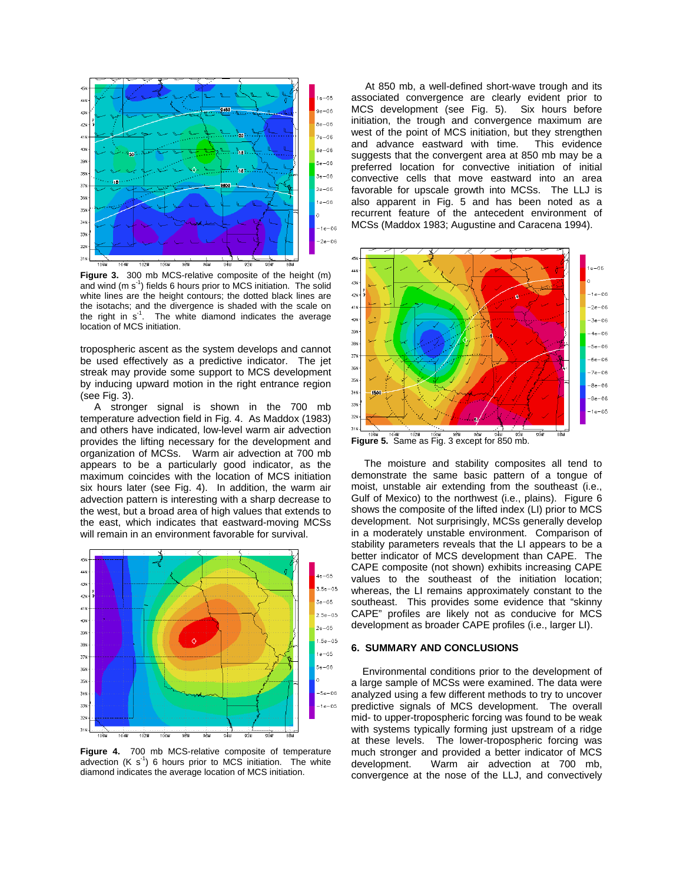**Figure 3.** 300 mb MCS-relative composite of the height (m) and wind (m s$^{-1}$) fields 6 hours prior to MCS initiation. The solid white lines are the height contours; the dotted black lines are the isotachs; and the divergence is shaded with the scale on the right in s$^{-1}$. The white diamond indicates the average location of MCS initiation.

tropospheric ascent as the system develops and cannot be used effectively as a predictive indicator. The jet streak may provide some support to MCS development by inducing upward motion in the right entrance region (see Fig. 3).

A stronger signal is shown in the 700 mb temperature advection field in Fig. 4. As Maddox (1983) and others have indicated, low-level warm air advection provides the lifting necessary for the development and organization of MCSs. Warm air advection at 700 mb appears to be a particularly good indicator, as the maximum coincides with the location of MCS initiation six hours later (see Fig. 4). In addition, the warm air advection pattern is interesting with a sharp decrease to the west, but a broad area of high values that extends to the east, which indicates that eastward-moving MCSs will remain in an environment favorable for survival.

**Figure 4.** 700 mb MCS-relative composite of temperature advection (K s$^{-1}$) 6 hours prior to MCS initiation. The white diamond indicates the average location of MCS initiation.

At 850 mb, a well-defined short-wave trough and its associated convergence are clearly evident prior to MCS development (see Fig. 5). Six hours before initiation, the trough and convergence maximum are west of the point of MCS initiation, but they strengthen and advance eastward with time. This evidence suggests that the convergent area at 850 mb may be a preferred location for convective initiation of initial convective cells that move eastward into an area favorable for upscale growth into MCSs. The LLJ is also apparent in Fig. 5 and has been noted as a recurrent feature of the antecedent environment of MCSs (Maddox 1983; Augustine and Caracena 1994).

**Figure 5.** Same as Fig. 3 except for 850 mb.

The moisture and stability composites all tend to demonstrate the same basic pattern of a tongue of moist, unstable air extending from the southeast (i.e., Gulf of Mexico) to the northwest (i.e., plains). Figure 6 shows the composite of the lifted index (LI) prior to MCS development. Not surprisingly, MCSs generally develop in a moderately unstable environment. Comparison of stability parameters reveals that the LI appears to be a better indicator of MCS development than CAPE. The CAPE composite (not shown) exhibits increasing CAPE values to the southeast of the initiation location; whereas, the LI remains approximately constant to the southeast. This provides some evidence that "skinny CAPE" profiles are likely not as conducive for MCS development as broader CAPE profiles (i.e., larger LI).

## 6. SUMMARY AND CONCLUSIONS

Environmental conditions prior to the development of a large sample of MCSs were examined. The data were analyzed using a few different methods to try to uncover predictive signals of MCS development. The overall mid- to upper-tropospheric forcing was found to be weak with systems typically forming just upstream of a ridge at these levels. The lower-tropospheric forcing was much stronger and provided a better indicator of MCS development. Warm air advection at 700 mb, convergence at the nose of the LLJ, and convectively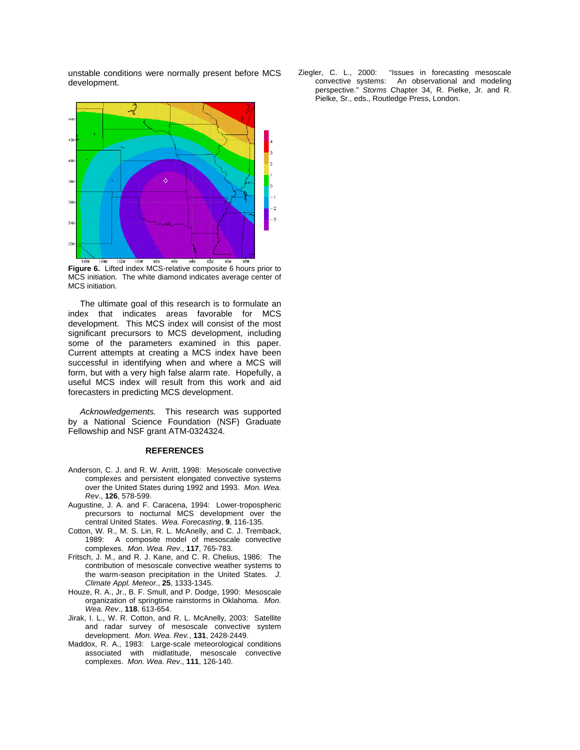unstable conditions were normally present before MCS development.

44N
42N
40N
38N
36N
34N
32N
106W 104W 102W 100W 98W 96W 94W 92W 90W 88W
4
3
2
1
0
−1
−2
−3

**Figure 6.** Lifted index MCS-relative composite 6 hours prior to MCS initiation. The white diamond indicates average center of MCS initiation.

The ultimate goal of this research is to formulate an index that indicates areas favorable for MCS development. This MCS index will consist of the most significant precursors to MCS development, including some of the parameters examined in this paper. Current attempts at creating a MCS index have been successful in identifying when and where a MCS will form, but with a very high false alarm rate. Hopefully, a useful MCS index will result from this work and aid forecasters in predicting MCS development.

*Acknowledgements.* This research was supported by a National Science Foundation (NSF) Graduate Fellowship and NSF grant ATM-0324324.

## REFERENCES

Anderson, C. J. and R. W. Arritt, 1998: Mesoscale convective complexes and persistent elongated convective systems over the United States during 1992 and 1993. *Mon. Wea. Rev*., **126**, 578-599.

Augustine, J. A. and F. Caracena, 1994: Lower-tropospheric precursors to nocturnal MCS development over the central United States. *Wea. Forecasting*, **9**, 116-135.

Cotton, W. R., M. S. Lin, R. L. McAnelly, and C. J. Tremback, 1989: A composite model of mesoscale convective complexes. *Mon. Wea. Rev.*, **117**, 765-783.

Fritsch, J. M., and R. J. Kane, and C. R. Chelius, 1986: The contribution of mesoscale convective weather systems to the warm-season precipitation in the United States. *J. Climate Appl. Meteor*., **25**, 1333-1345.

Houze, R. A., Jr., B. F. Smull, and P. Dodge, 1990: Mesoscale organization of springtime rainstorms in Oklahoma. *Mon. Wea. Rev*., **118**, 613-654.

Jirak, I. L., W. R. Cotton, and R. L. McAnelly, 2003: Satellite and radar survey of mesoscale convective system development. *Mon. Wea. Rev.*, **131**, 2428-2449.

Maddox, R. A., 1983: Large-scale meteorological conditions associated with midlatitude, mesoscale convective complexes. *Mon. Wea. Rev*., **111**, 126-140.

Ziegler, C. L., 2000: "Issues in forecasting mesoscale convective systems: An observational and modeling perspective." *Storms* Chapter 34, R. Pielke, Jr. and R. Pielke, Sr., eds., Routledge Press, London.